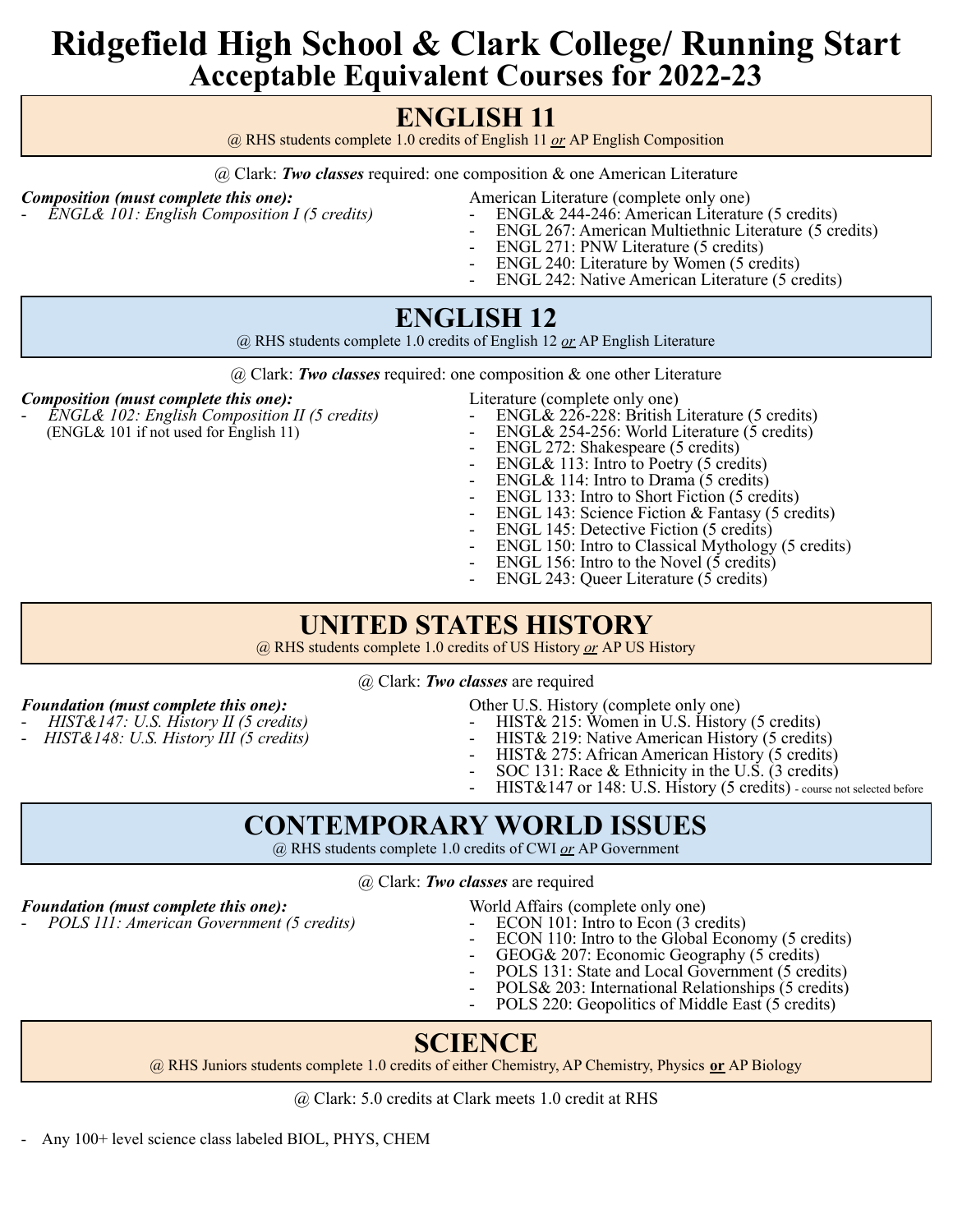# Ridgefield High School & Clark College/ Running Start
## Acceptable Equivalent Courses for 2022-23

## ENGLISH 11

@ RHS students complete 1.0 credits of English 11 *or* AP English Composition

@ Clark: ***Two classes*** required: one composition & one American Literature

***Composition (must complete this one):***
- *ENGL& 101: English Composition I (5 credits)*

American Literature (complete only one)
- ENGL& 244-246: American Literature (5 credits)
- ENGL 267: American Multiethnic Literature (5 credits)
- ENGL 271: PNW Literature (5 credits)
- ENGL 240: Literature by Women (5 credits)
- ENGL 242: Native American Literature (5 credits)

## ENGLISH 12

@ RHS students complete 1.0 credits of English 12 *or* AP English Literature

@ Clark: ***Two classes*** required: one composition & one other Literature

***Composition (must complete this one):***
- *ENGL& 102: English Composition II (5 credits)* (ENGL& 101 if not used for English 11)

Literature (complete only one)
- ENGL& 226-228: British Literature (5 credits)
- ENGL& 254-256: World Literature (5 credits)
- ENGL 272: Shakespeare (5 credits)
- ENGL& 113: Intro to Poetry (5 credits)
- ENGL& 114: Intro to Drama (5 credits)
- ENGL 133: Intro to Short Fiction (5 credits)
- ENGL 143: Science Fiction & Fantasy (5 credits)
- ENGL 145: Detective Fiction (5 credits)
- ENGL 150: Intro to Classical Mythology (5 credits)
- ENGL 156: Intro to the Novel (5 credits)
- ENGL 243: Queer Literature (5 credits)

## UNITED STATES HISTORY

@ RHS students complete 1.0 credits of US History *or* AP US History

@ Clark: ***Two classes*** are required

***Foundation (must complete this one):***
- *HIST&147: U.S. History II (5 credits)*
- *HIST&148: U.S. History III (5 credits)*

Other U.S. History (complete only one)
- HIST& 215: Women in U.S. History (5 credits)
- HIST& 219: Native American History (5 credits)
- HIST& 275: African American History (5 credits)
- SOC 131: Race & Ethnicity in the U.S. (3 credits)
- HIST&147 or 148: U.S. History (5 credits) - course not selected before

## CONTEMPORARY WORLD ISSUES

@ RHS students complete 1.0 credits of CWI *or* AP Government

@ Clark: ***Two classes*** are required

***Foundation (must complete this one):***
- *POLS 111: American Government (5 credits)*

World Affairs (complete only one)
- ECON 101: Intro to Econ (3 credits)
- ECON 110: Intro to the Global Economy (5 credits)
- GEOG& 207: Economic Geography (5 credits)
- POLS 131: State and Local Government (5 credits)
- POLS& 203: International Relationships (5 credits)
- POLS 220: Geopolitics of Middle East (5 credits)

## SCIENCE

@ RHS Juniors students complete 1.0 credits of either Chemistry, AP Chemistry, Physics **or** AP Biology

@ Clark: 5.0 credits at Clark meets 1.0 credit at RHS

- Any 100+ level science class labeled BIOL, PHYS, CHEM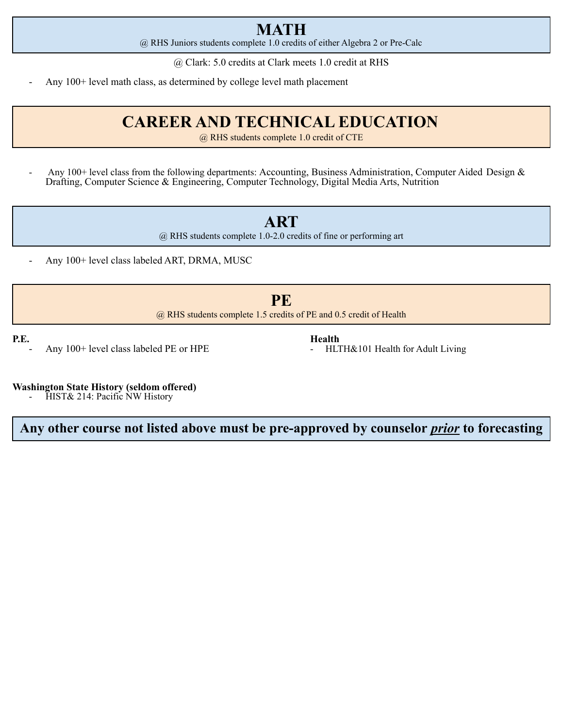# MATH

@ RHS Juniors students complete 1.0 credits of either Algebra 2 or Pre-Calc

@ Clark: 5.0 credits at Clark meets 1.0 credit at RHS

- Any 100+ level math class, as determined by college level math placement

# CAREER AND TECHNICAL EDUCATION

@ RHS students complete 1.0 credit of CTE

- Any 100+ level class from the following departments: Accounting, Business Administration, Computer Aided Design & Drafting, Computer Science & Engineering, Computer Technology, Digital Media Arts, Nutrition

# ART

@ RHS students complete 1.0-2.0 credits of fine or performing art

- Any 100+ level class labeled ART, DRMA, MUSC

# PE

@ RHS students complete 1.5 credits of PE and 0.5 credit of Health

**P.E.**

- Any 100+ level class labeled PE or HPE

**Health**

- HLTH&101 Health for Adult Living

**Washington State History (seldom offered)**

- HIST& 214: Pacific NW History

## Any other course not listed above must be pre-approved by counselor ***prior*** to forecasting